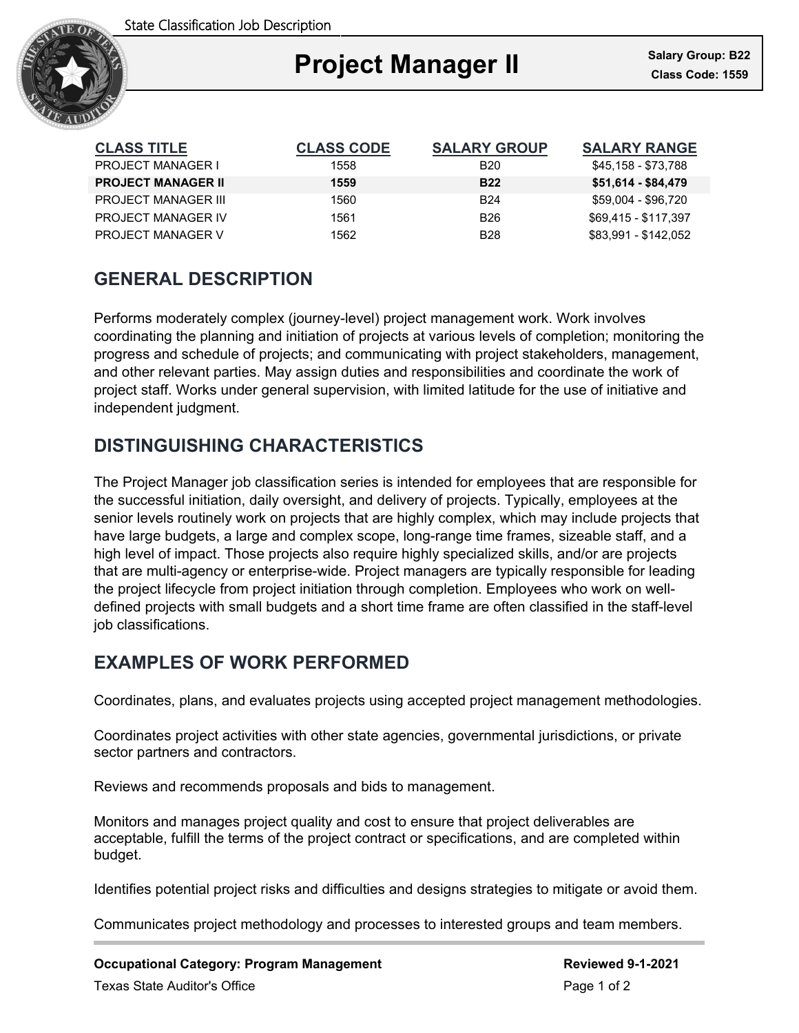State Classification Job Description

# Project Manager II

**Salary Group: B22**
**Class Code: 1559**

| CLASS TITLE | CLASS CODE | SALARY GROUP | SALARY RANGE |
| --- | --- | --- | --- |
| PROJECT MANAGER I | 1558 | B20 | $45,158 - $73,788 |
| **PROJECT MANAGER II** | **1559** | **B22** | **$51,614 - $84,479** |
| PROJECT MANAGER III | 1560 | B24 | $59,004 - $96,720 |
| PROJECT MANAGER IV | 1561 | B26 | $69,415 - $117,397 |
| PROJECT MANAGER V | 1562 | B28 | $83,991 - $142,052 |

## GENERAL DESCRIPTION

Performs moderately complex (journey-level) project management work. Work involves coordinating the planning and initiation of projects at various levels of completion; monitoring the progress and schedule of projects; and communicating with project stakeholders, management, and other relevant parties. May assign duties and responsibilities and coordinate the work of project staff. Works under general supervision, with limited latitude for the use of initiative and independent judgment.

## DISTINGUISHING CHARACTERISTICS

The Project Manager job classification series is intended for employees that are responsible for the successful initiation, daily oversight, and delivery of projects. Typically, employees at the senior levels routinely work on projects that are highly complex, which may include projects that have large budgets, a large and complex scope, long-range time frames, sizeable staff, and a high level of impact. Those projects also require highly specialized skills, and/or are projects that are multi-agency or enterprise-wide. Project managers are typically responsible for leading the project lifecycle from project initiation through completion. Employees who work on well-defined projects with small budgets and a short time frame are often classified in the staff-level job classifications.

## EXAMPLES OF WORK PERFORMED

Coordinates, plans, and evaluates projects using accepted project management methodologies.

Coordinates project activities with other state agencies, governmental jurisdictions, or private sector partners and contractors.

Reviews and recommends proposals and bids to management.

Monitors and manages project quality and cost to ensure that project deliverables are acceptable, fulfill the terms of the project contract or specifications, and are completed within budget.

Identifies potential project risks and difficulties and designs strategies to mitigate or avoid them.

Communicates project methodology and processes to interested groups and team members.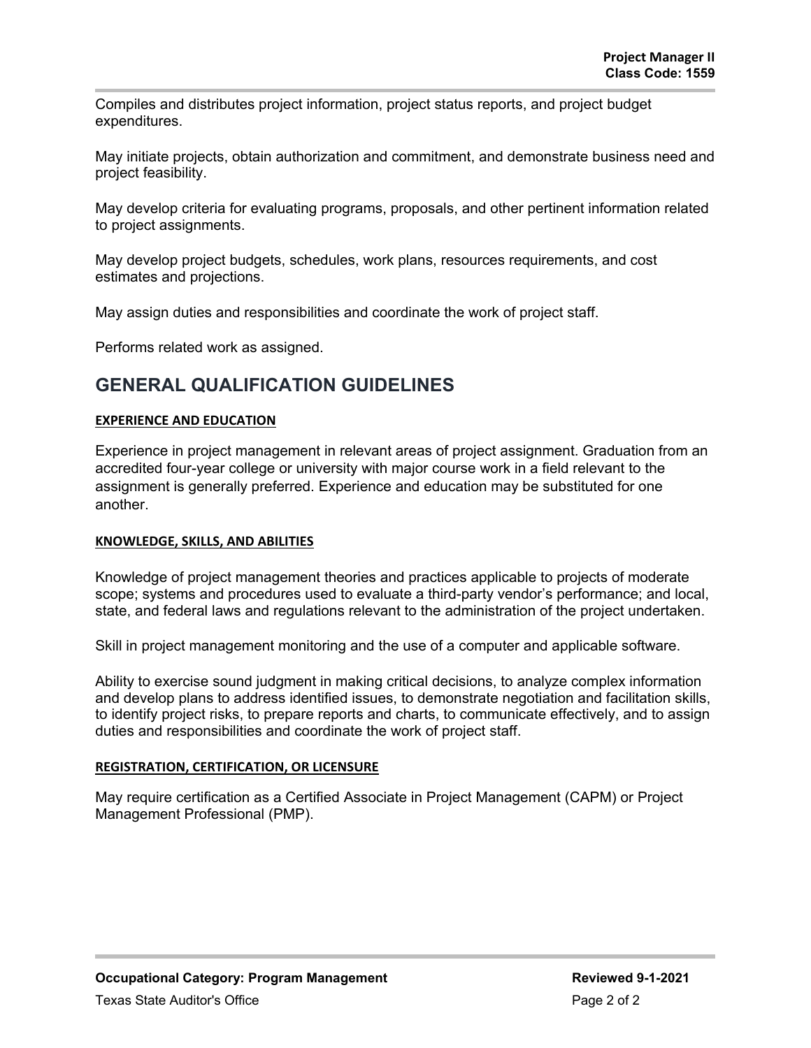Compiles and distributes project information, project status reports, and project budget expenditures.

May initiate projects, obtain authorization and commitment, and demonstrate business need and project feasibility.

May develop criteria for evaluating programs, proposals, and other pertinent information related to project assignments.

May develop project budgets, schedules, work plans, resources requirements, and cost estimates and projections.

May assign duties and responsibilities and coordinate the work of project staff.

Performs related work as assigned.

## GENERAL QUALIFICATION GUIDELINES

### EXPERIENCE AND EDUCATION

Experience in project management in relevant areas of project assignment. Graduation from an accredited four-year college or university with major course work in a field relevant to the assignment is generally preferred. Experience and education may be substituted for one another.

### KNOWLEDGE, SKILLS, AND ABILITIES

Knowledge of project management theories and practices applicable to projects of moderate scope; systems and procedures used to evaluate a third-party vendor's performance; and local, state, and federal laws and regulations relevant to the administration of the project undertaken.

Skill in project management monitoring and the use of a computer and applicable software.

Ability to exercise sound judgment in making critical decisions, to analyze complex information and develop plans to address identified issues, to demonstrate negotiation and facilitation skills, to identify project risks, to prepare reports and charts, to communicate effectively, and to assign duties and responsibilities and coordinate the work of project staff.

### REGISTRATION, CERTIFICATION, OR LICENSURE

May require certification as a Certified Associate in Project Management (CAPM) or Project Management Professional (PMP).